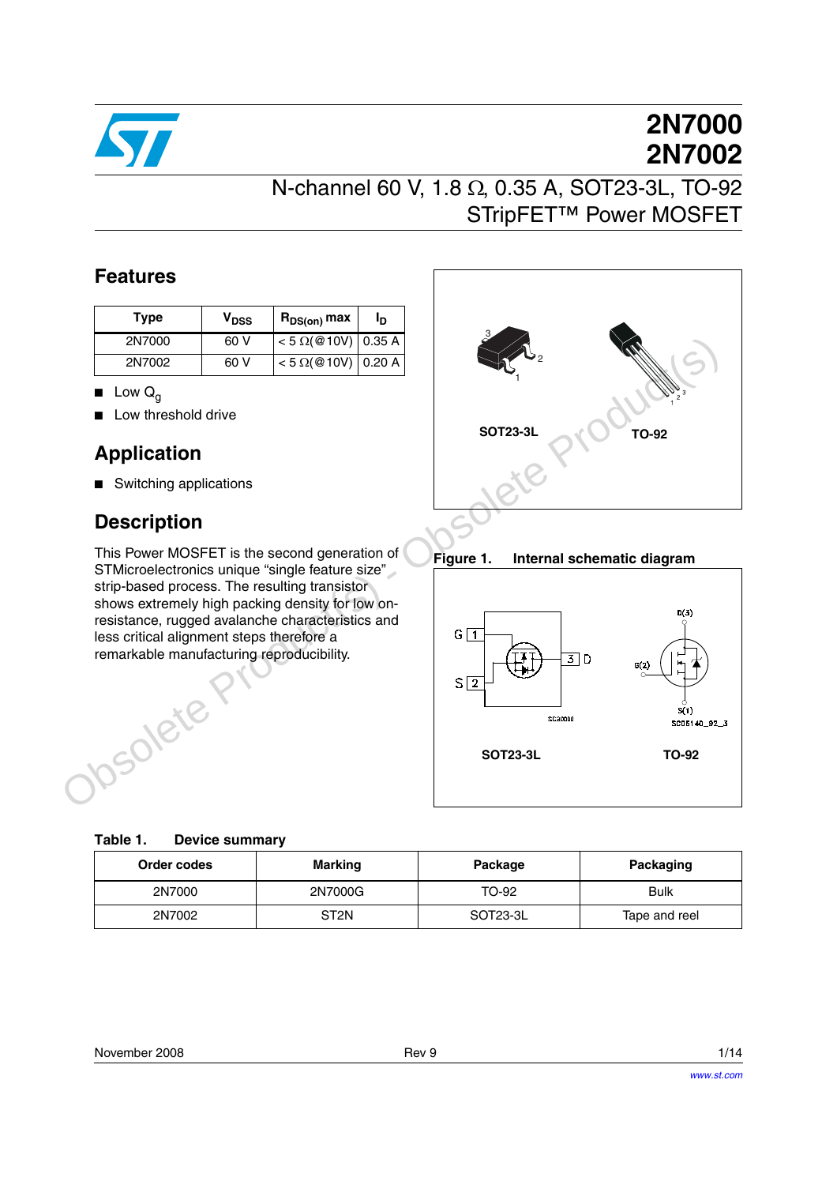# 2N7000
# 2N7002

## N-channel 60 V, 1.8 Ω, 0.35 A, SOT23-3L, TO-92 STripFET™ Power MOSFET

## Features

| Type | $V_{DSS}$ | $R_{DS(on)}$ max | $I_D$ |
|---|---|---|---|
| 2N7000 | 60 V | < 5 Ω(@10V) | 0.35 A |
| 2N7002 | 60 V | < 5 Ω(@10V) | 0.20 A |

- Low $Q_g$
- Low threshold drive

## Application

- Switching applications

## Description

This Power MOSFET is the second generation of STMicroelectronics unique “single feature size” strip-based process. The resulting transistor shows extremely high packing density for low on-resistance, rugged avalanche characteristics and less critical alignment steps therefore a remarkable manufacturing reproducibility.

SOT23-3L TO-92

**Figure 1. Internal schematic diagram**

SOT23-3L TO-92

**Table 1. Device summary**

| Order codes | Marking | Package | Packaging |
|---|---|---|---|
| 2N7000 | 2N7000G | TO-92 | Bulk |
| 2N7002 | ST2N | SOT23-3L | Tape and reel |

November 2008 Rev 9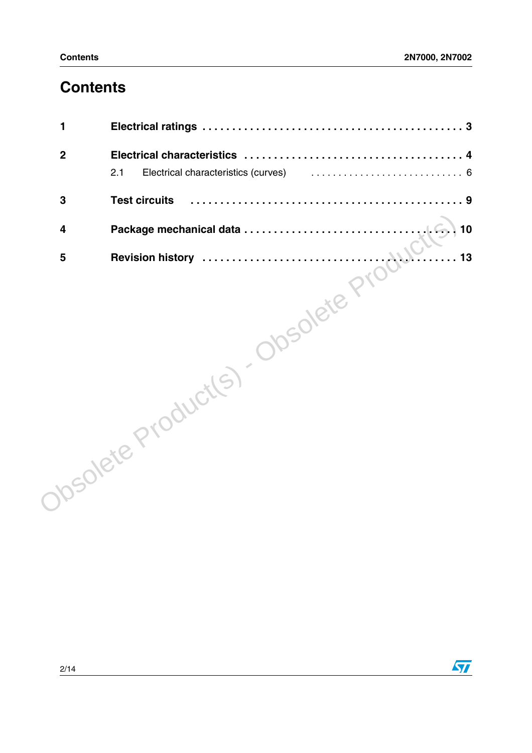# Contents

| | | |
|---|---|---|
| 1 | **Electrical ratings** | 3 |
| 2 | **Electrical characteristics** | 4 |
| | 2.1 Electrical characteristics (curves) | 6 |
| 3 | **Test circuits** | 9 |
| 4 | **Package mechanical data** | 10 |
| 5 | **Revision history** | 13 |

Obsolete Product(s) - Obsolete Product(s)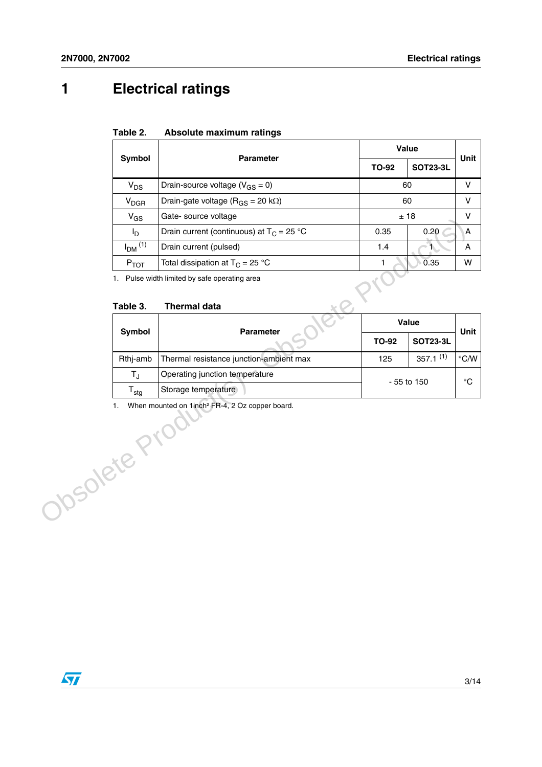# 1 Electrical ratings

**Table 2. Absolute maximum ratings**

| Symbol | Parameter | Value | | Unit |
|---|---|---|---|---|
| | | TO-92 | SOT23-3L | |
| $V_{DS}$ | Drain-source voltage ($V_{GS}$ = 0) | 60 | | V |
| $V_{DGR}$ | Drain-gate voltage ($R_{GS}$ = 20 kΩ) | 60 | | V |
| $V_{GS}$ | Gate- source voltage | ± 18 | | V |
| $I_D$ | Drain current (continuous) at $T_C$ = 25 °C | 0.35 | 0.20 | A |
| $I_{DM}$ [(1)] | Drain current (pulsed) | 1.4 | 1 | A |
| $P_{TOT}$ | Total dissipation at $T_C$ = 25 °C | 1 | 0.35 | W |

1. Pulse width limited by safe operating area

**Table 3. Thermal data**

| Symbol | Parameter | Value | | Unit |
|---|---|---|---|---|
| | | TO-92 | SOT23-3L | |
| Rthj-amb | Thermal resistance junction-ambient max | 125 | 357.1 [(1)] | °C/W |
| $T_J$ | Operating junction temperature | - 55 to 150 | | °C |
| $T_{stg}$ | Storage temperature | | | |

1. When mounted on 1inch² FR-4, 2 Oz copper board.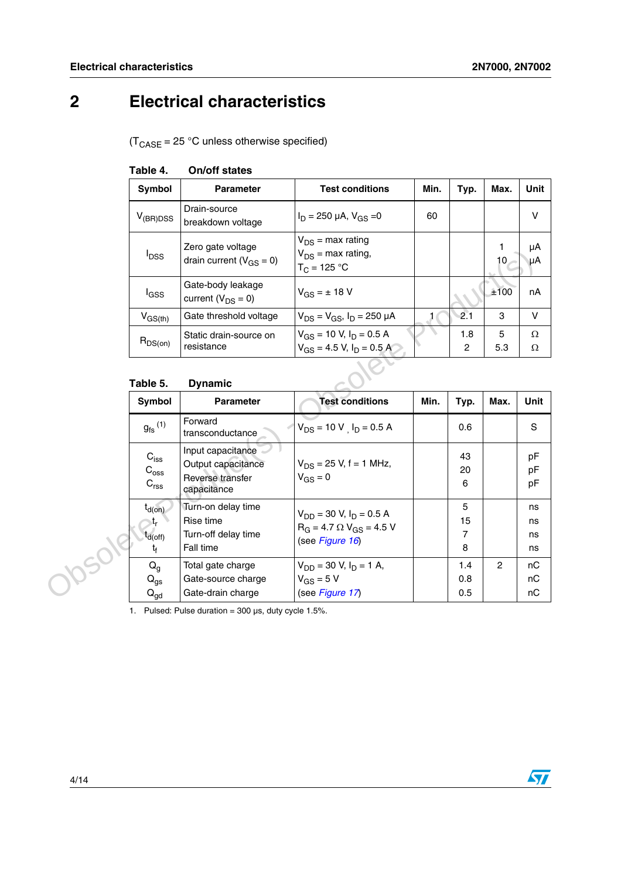# 2 Electrical characteristics

($T_{CASE}$ = 25 °C unless otherwise specified)

**Table 4. On/off states**

| Symbol | Parameter | Test conditions | Min. | Typ. | Max. | Unit |
|---|---|---|---|---|---|---|
| $V_{(BR)DSS}$ | Drain-source breakdown voltage | $I_D$ = 250 µA, $V_{GS}$ =0 | 60 | | | V |
| $I_{DSS}$ | Zero gate voltage drain current ($V_{GS}$ = 0) | $V_{DS}$ = max rating<br>$V_{DS}$ = max rating, $T_C$ = 125 °C | | | 1<br>10 | µA<br>µA |
| $I_{GSS}$ | Gate-body leakage current ($V_{DS}$ = 0) | $V_{GS}$ = ± 18 V | | | ±100 | nA |
| $V_{GS(th)}$ | Gate threshold voltage | $V_{DS}$ = $V_{GS}$, $I_D$ = 250 µA | 1 | 2.1 | 3 | V |
| $R_{DS(on)}$ | Static drain-source on resistance | $V_{GS}$ = 10 V, $I_D$ = 0.5 A<br>$V_{GS}$ = 4.5 V, $I_D$ = 0.5 A | | 1.8<br>2 | 5<br>5.3 | Ω<br>Ω |

**Table 5. Dynamic**

| Symbol | Parameter | Test conditions | Min. | Typ. | Max. | Unit |
|---|---|---|---|---|---|---|
| $g_{fs}$ (1) | Forward transconductance | $V_{DS}$ = 10 V , $I_D$ = 0.5 A | | 0.6 | | S |
| $C_{iss}$<br>$C_{oss}$<br>$C_{rss}$ | Input capacitance<br>Output capacitance<br>Reverse transfer capacitance | $V_{DS}$ = 25 V, f = 1 MHz, $V_{GS}$ = 0 | | 43<br>20<br>6 | | pF<br>pF<br>pF |
| $t_{d(on)}$<br>$t_r$<br>$t_{d(off)}$<br>$t_f$ | Turn-on delay time<br>Rise time<br>Turn-off delay time<br>Fall time | $V_{DD}$ = 30 V, $I_D$ = 0.5 A<br>$R_G$ = 4.7 Ω $V_{GS}$ = 4.5 V<br>(see *Figure 16*) | | 5<br>15<br>7<br>8 | | ns<br>ns<br>ns<br>ns |
| $Q_g$<br>$Q_{gs}$<br>$Q_{gd}$ | Total gate charge<br>Gate-source charge<br>Gate-drain charge | $V_{DD}$ = 30 V, $I_D$ = 1 A, $V_{GS}$ = 5 V<br>(see *Figure 17*) | | 1.4<br>0.8<br>0.5 | 2 | nC<br>nC<br>nC |

1. Pulsed: Pulse duration = 300 µs, duty cycle 1.5%.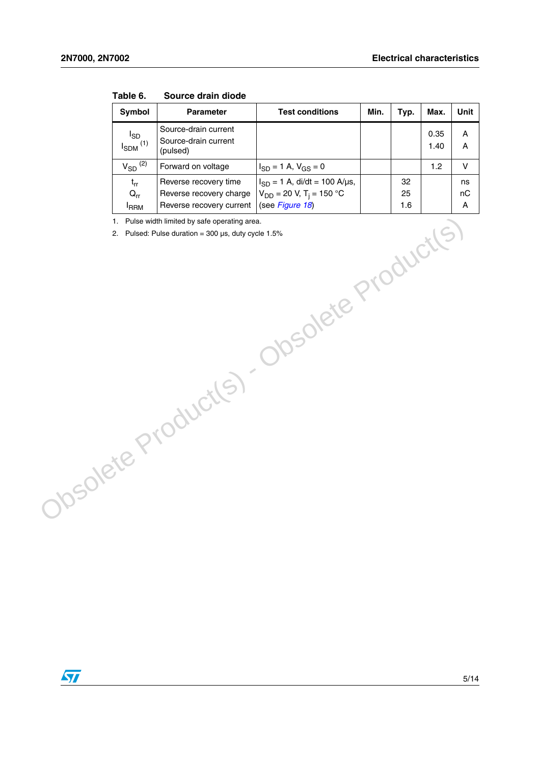Table 6. Source drain diode

| Symbol | Parameter | Test conditions | Min. | Typ. | Max. | Unit |
|---|---|---|---|---|---|---|
| $I_{SD}$<br>$I_{SDM}$ [1] | Source-drain current<br>Source-drain current (pulsed) | | | | 0.35<br>1.40 | A<br>A |
| $V_{SD}$ [2] | Forward on voltage | $I_{SD}$ = 1 A, $V_{GS}$ = 0 | | | 1.2 | V |
| $t_{rr}$<br>$Q_{rr}$<br>$I_{RRM}$ | Reverse recovery time<br>Reverse recovery charge<br>Reverse recovery current | $I_{SD}$ = 1 A, di/dt = 100 A/µs,<br>$V_{DD}$ = 20 V, $T_j$ = 150 °C<br>(see *Figure 18*) | | 32<br>25<br>1.6 | | ns<br>nC<br>A |

1. Pulse width limited by safe operating area.
2. Pulsed: Pulse duration = 300 µs, duty cycle 1.5%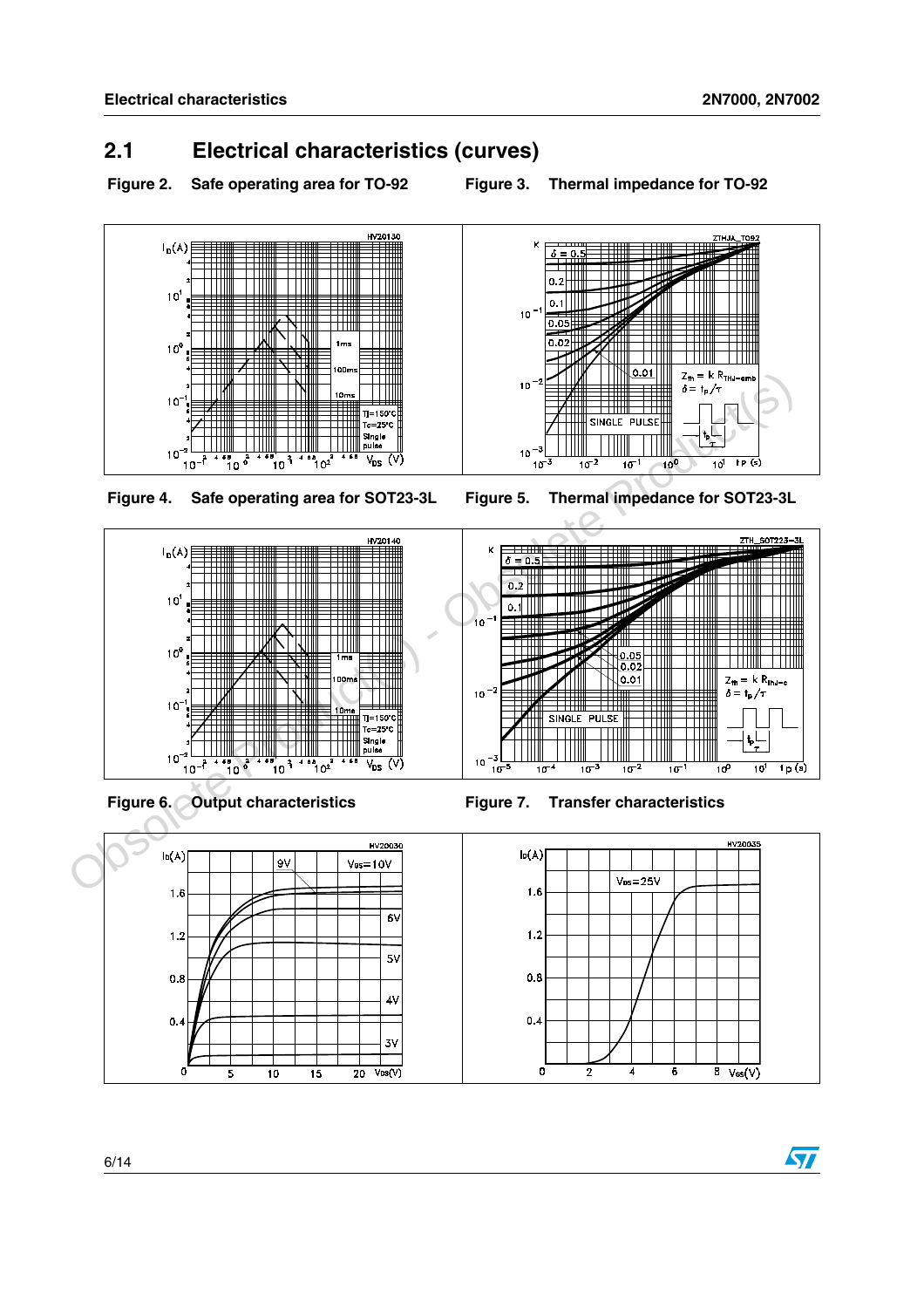## 2.1 Electrical characteristics (curves)

Figure 2. Safe operating area for TO-92

Figure 3. Thermal impedance for TO-92

Figure 4. Safe operating area for SOT23-3L

Figure 5. Thermal impedance for SOT23-3L

Figure 6. Output characteristics

Figure 7. Transfer characteristics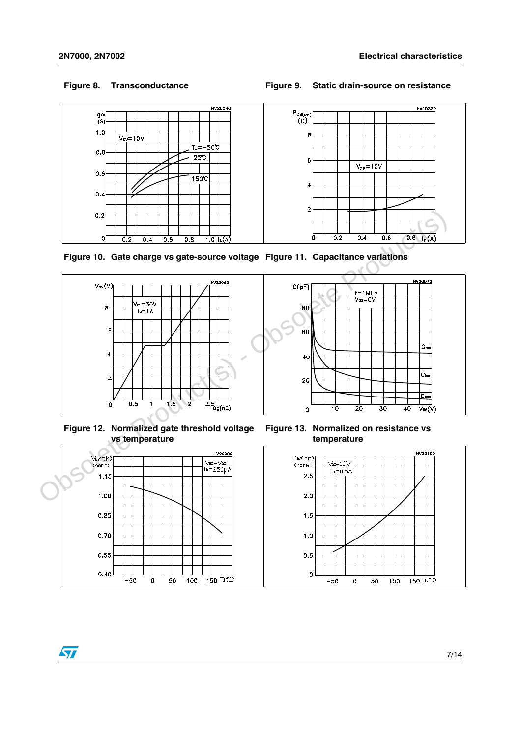Figure 8. Transconductance

Figure 9. Static drain-source on resistance

Figure 10. Gate charge vs gate-source voltage

Figure 11. Capacitance variations

Figure 12. Normalized gate threshold voltage vs temperature

Figure 13. Normalized on resistance vs temperature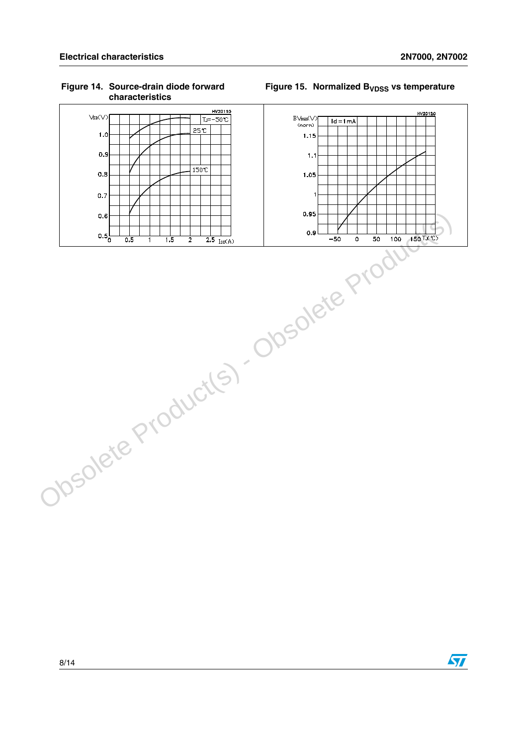Figure 14. Source-drain diode forward characteristics

Figure 15. Normalized $B_{VDSS}$ vs temperature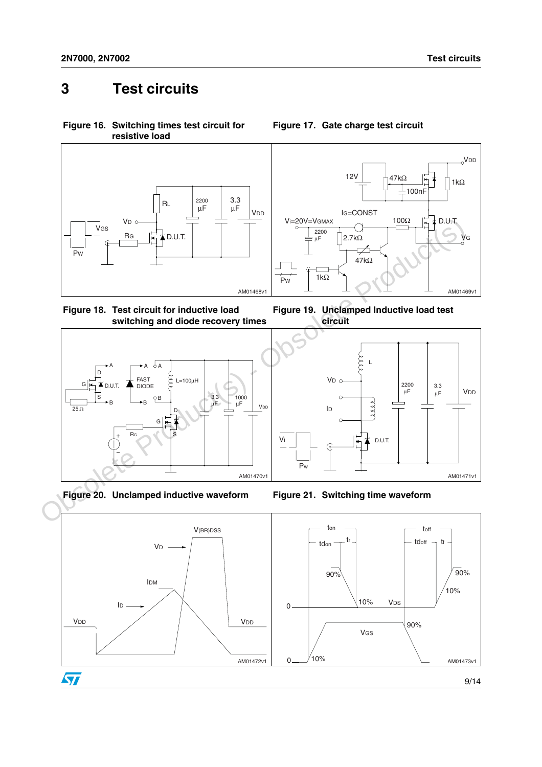# 3 Test circuits

**Figure 16. Switching times test circuit for resistive load**

**Figure 17. Gate charge test circuit**

**Figure 18. Test circuit for inductive load switching and diode recovery times**

**Figure 19. Unclamped Inductive load test circuit**

**Figure 20. Unclamped inductive waveform**

**Figure 21. Switching time waveform**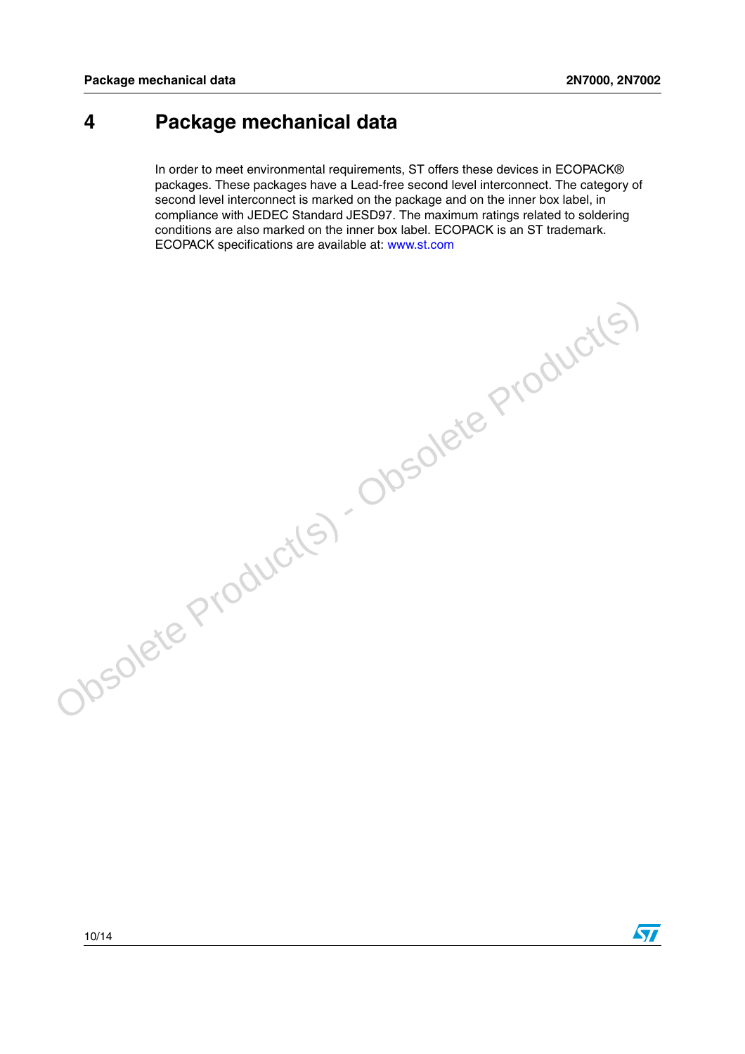# 4 Package mechanical data

In order to meet environmental requirements, ST offers these devices in ECOPACK® packages. These packages have a Lead-free second level interconnect. The category of second level interconnect is marked on the package and on the inner box label, in compliance with JEDEC Standard JESD97. The maximum ratings related to soldering conditions are also marked on the inner box label. ECOPACK is an ST trademark. ECOPACK specifications are available at: www.st.com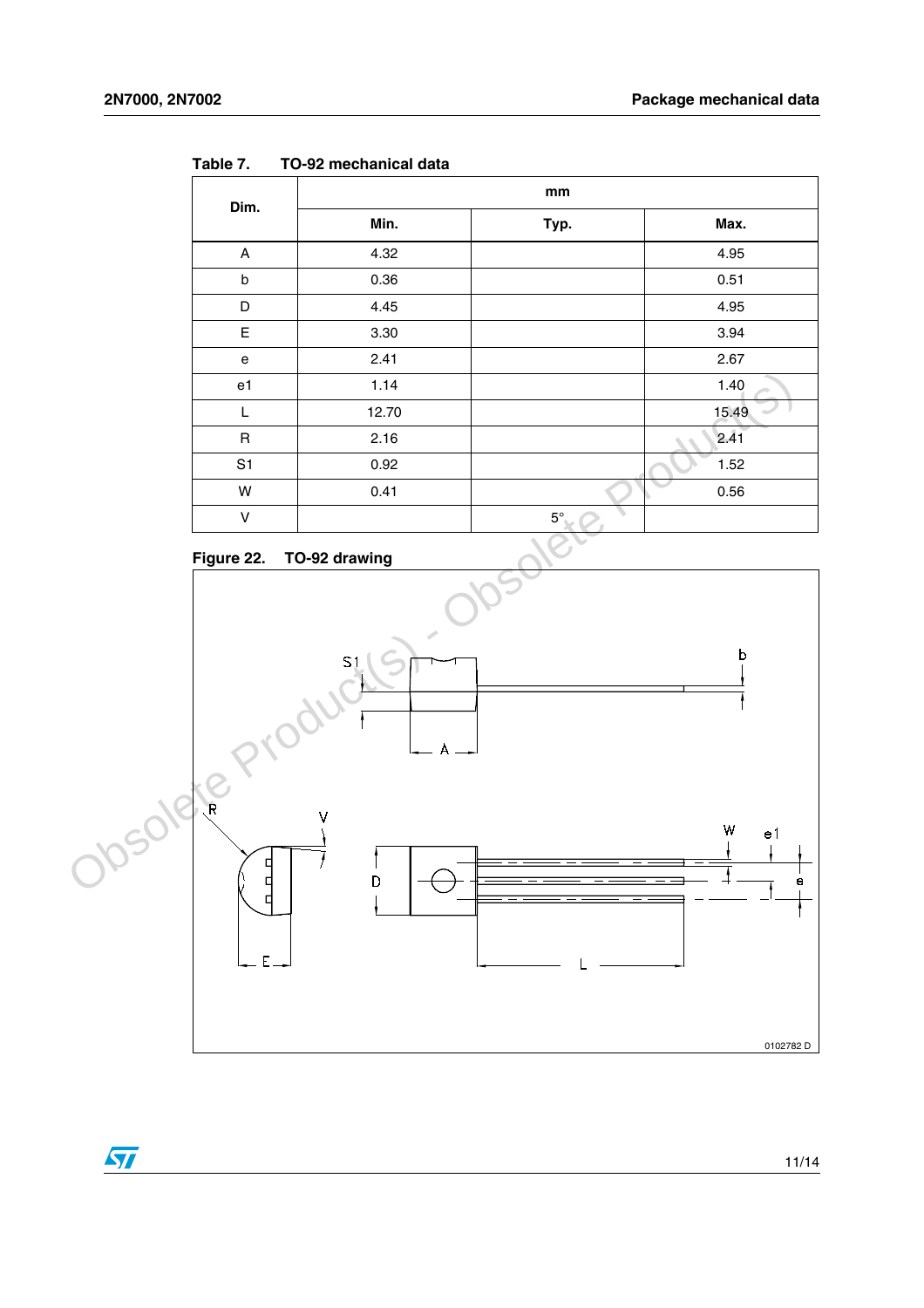Table 7. TO-92 mechanical data

| Dim. | mm | | |
|---|---|---|---|
| | Min. | Typ. | Max. |
| A | 4.32 | | 4.95 |
| b | 0.36 | | 0.51 |
| D | 4.45 | | 4.95 |
| E | 3.30 | | 3.94 |
| e | 2.41 | | 2.67 |
| e1 | 1.14 | | 1.40 |
| L | 12.70 | | 15.49 |
| R | 2.16 | | 2.41 |
| S1 | 0.92 | | 1.52 |
| W | 0.41 | | 0.56 |
| V | | 5° | |

Figure 22. TO-92 drawing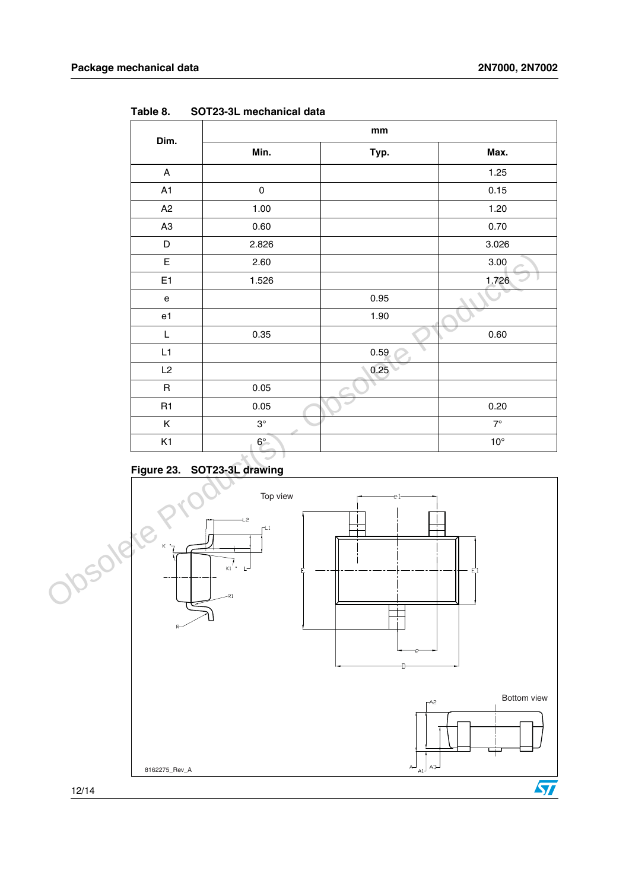Table 8. SOT23-3L mechanical data

| Dim. | mm | | |
|---|---|---|---|
| | Min. | Typ. | Max. |
| A | | | 1.25 |
| A1 | 0 | | 0.15 |
| A2 | 1.00 | | 1.20 |
| A3 | 0.60 | | 0.70 |
| D | 2.826 | | 3.026 |
| E | 2.60 | | 3.00 |
| E1 | 1.526 | | 1.726 |
| e | | 0.95 | |
| e1 | | 1.90 | |
| L | 0.35 | | 0.60 |
| L1 | | 0.59 | |
| L2 | | 0.25 | |
| R | 0.05 | | |
| R1 | 0.05 | | 0.20 |
| K | 3° | | 7° |
| K1 | 6° | | 10° |

Figure 23. SOT23-3L drawing

Top view

Bottom view

8162275_Rev_A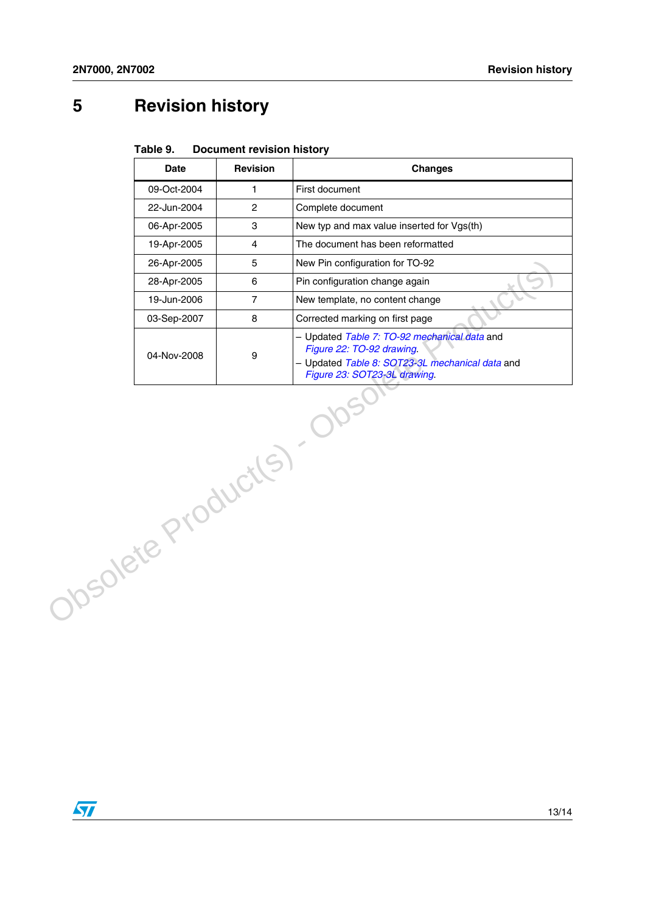# 5 Revision history

**Table 9. Document revision history**

| Date | Revision | Changes |
|---|---|---|
| 09-Oct-2004 | 1 | First document |
| 22-Jun-2004 | 2 | Complete document |
| 06-Apr-2005 | 3 | New typ and max value inserted for Vgs(th) |
| 19-Apr-2005 | 4 | The document has been reformatted |
| 26-Apr-2005 | 5 | New Pin configuration for TO-92 |
| 28-Apr-2005 | 6 | Pin configuration change again |
| 19-Jun-2006 | 7 | New template, no content change |
| 03-Sep-2007 | 8 | Corrected marking on first page |
| 04-Nov-2008 | 9 | – Updated *Table 7: TO-92 mechanical data* and *Figure 22: TO-92 drawing*.<br>– Updated *Table 8: SOT23-3L mechanical data* and *Figure 23: SOT23-3L drawing*. |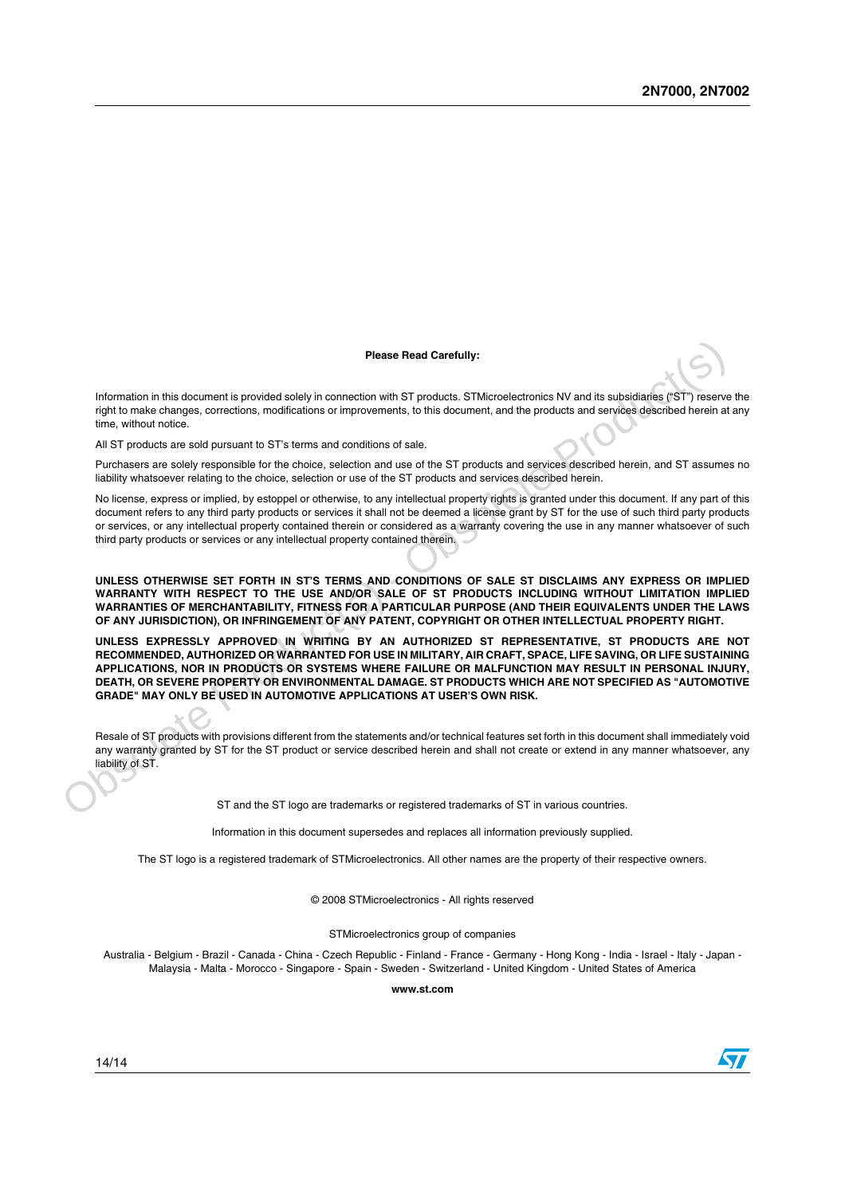**Please Read Carefully:**

Information in this document is provided solely in connection with ST products. STMicroelectronics NV and its subsidiaries ("ST") reserve the right to make changes, corrections, modifications or improvements, to this document, and the products and services described herein at any time, without notice.

All ST products are sold pursuant to ST's terms and conditions of sale.

Purchasers are solely responsible for the choice, selection and use of the ST products and services described herein, and ST assumes no liability whatsoever relating to the choice, selection or use of the ST products and services described herein.

No license, express or implied, by estoppel or otherwise, to any intellectual property rights is granted under this document. If any part of this document refers to any third party products or services it shall not be deemed a license grant by ST for the use of such third party products or services, or any intellectual property contained therein or considered as a warranty covering the use in any manner whatsoever of such third party products or services or any intellectual property contained therein.

**UNLESS OTHERWISE SET FORTH IN ST'S TERMS AND CONDITIONS OF SALE ST DISCLAIMS ANY EXPRESS OR IMPLIED WARRANTY WITH RESPECT TO THE USE AND/OR SALE OF ST PRODUCTS INCLUDING WITHOUT LIMITATION IMPLIED WARRANTIES OF MERCHANTABILITY, FITNESS FOR A PARTICULAR PURPOSE (AND THEIR EQUIVALENTS UNDER THE LAWS OF ANY JURISDICTION), OR INFRINGEMENT OF ANY PATENT, COPYRIGHT OR OTHER INTELLECTUAL PROPERTY RIGHT.**

**UNLESS EXPRESSLY APPROVED IN WRITING BY AN AUTHORIZED ST REPRESENTATIVE, ST PRODUCTS ARE NOT RECOMMENDED, AUTHORIZED OR WARRANTED FOR USE IN MILITARY, AIR CRAFT, SPACE, LIFE SAVING, OR LIFE SUSTAINING APPLICATIONS, NOR IN PRODUCTS OR SYSTEMS WHERE FAILURE OR MALFUNCTION MAY RESULT IN PERSONAL INJURY, DEATH, OR SEVERE PROPERTY OR ENVIRONMENTAL DAMAGE. ST PRODUCTS WHICH ARE NOT SPECIFIED AS "AUTOMOTIVE GRADE" MAY ONLY BE USED IN AUTOMOTIVE APPLICATIONS AT USER'S OWN RISK.**

Resale of ST products with provisions different from the statements and/or technical features set forth in this document shall immediately void any warranty granted by ST for the ST product or service described herein and shall not create or extend in any manner whatsoever, any liability of ST.

ST and the ST logo are trademarks or registered trademarks of ST in various countries.

Information in this document supersedes and replaces all information previously supplied.

The ST logo is a registered trademark of STMicroelectronics. All other names are the property of their respective owners.

© 2008 STMicroelectronics - All rights reserved

STMicroelectronics group of companies

Australia - Belgium - Brazil - Canada - China - Czech Republic - Finland - France - Germany - Hong Kong - India - Israel - Italy - Japan - Malaysia - Malta - Morocco - Singapore - Spain - Sweden - Switzerland - United Kingdom - United States of America

**www.st.com**